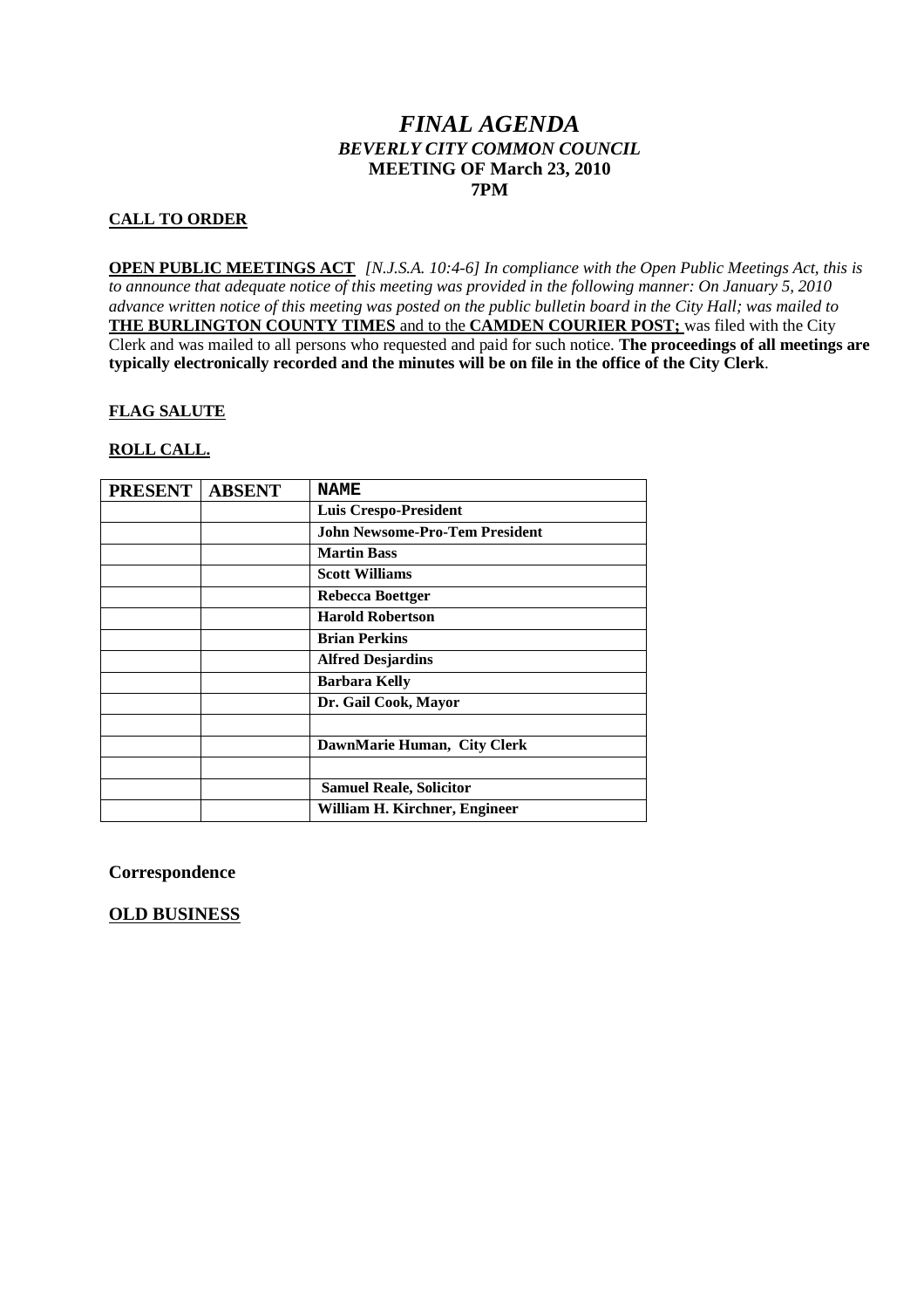# *FINAL AGENDA*

## *BEVERLY CITY COMMON COUNCIL*

### MEETING OF March 23, 2010

### 7PM

**CALL TO ORDER**

**OPEN PUBLIC MEETINGS ACT** *[N.J.S.A. 10:4-6] In compliance with the Open Public Meetings Act, this is to announce that adequate notice of this meeting was provided in the following manner: On January 5, 2010 advance written notice of this meeting was posted on the public bulletin board in the City Hall; was mailed to* **THE BURLINGTON COUNTY TIMES** and to the **CAMDEN COURIER POST;** was filed with the City Clerk and was mailed to all persons who requested and paid for such notice. **The proceedings of all meetings are typically electronically recorded and the minutes will be on file in the office of the City Clerk**.

**FLAG SALUTE**

**ROLL CALL.**

| PRESENT | ABSENT | NAME |
|---|---|---|
| | | Luis Crespo-President |
| | | John Newsome-Pro-Tem President |
| | | Martin Bass |
| | | Scott Williams |
| | | Rebecca Boettger |
| | | Harold Robertson |
| | | Brian Perkins |
| | | Alfred Desjardins |
| | | Barbara Kelly |
| | | Dr. Gail Cook, Mayor |
| | | |
| | | DawnMarie Human, City Clerk |
| | | |
| | | Samuel Reale, Solicitor |
| | | William H. Kirchner, Engineer |

**Correspondence**

**OLD BUSINESS**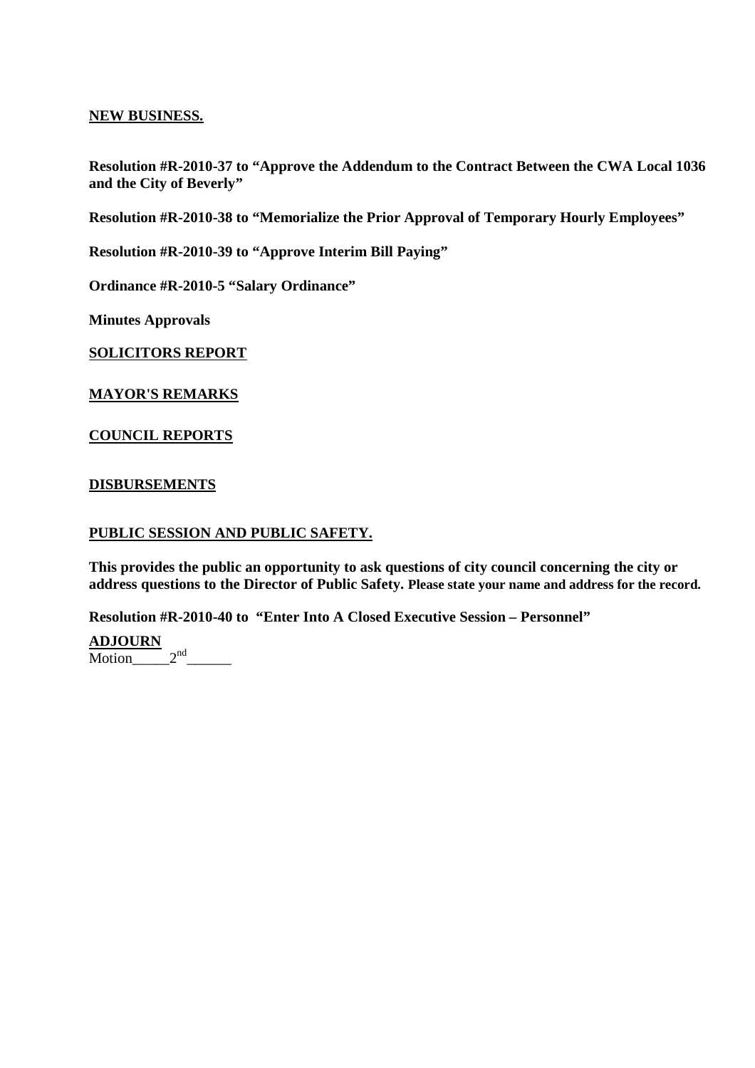**NEW BUSINESS.**

**Resolution #R-2010-37 to "Approve the Addendum to the Contract Between the CWA Local 1036 and the City of Beverly"**

**Resolution #R-2010-38 to "Memorialize the Prior Approval of Temporary Hourly Employees"**

**Resolution #R-2010-39 to "Approve Interim Bill Paying"**

**Ordinance #R-2010-5 "Salary Ordinance"**

**Minutes Approvals**

**SOLICITORS REPORT**

**MAYOR'S REMARKS**

**COUNCIL REPORTS**

**DISBURSEMENTS**

**PUBLIC SESSION AND PUBLIC SAFETY.**

**This provides the public an opportunity to ask questions of city council concerning the city or address questions to the Director of Public Safety. Please state your name and address for the record.**

**Resolution #R-2010-40 to "Enter Into A Closed Executive Session – Personnel"**

**ADJOURN**

Motion_____2nd______